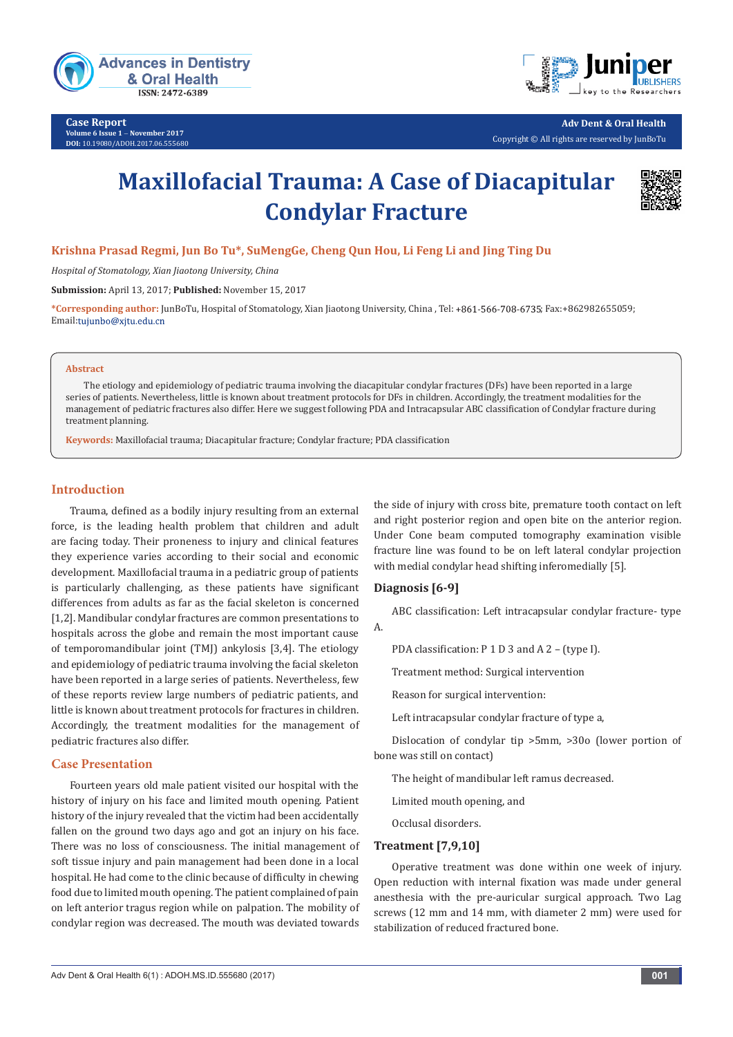# Maxillofacial Trauma: A Case of Diacapitular Condylar Fracture

**Krishna Prasad Regmi, Jun Bo Tu\*, SuMengGe, Cheng Qun Hou, Li Feng Li and Jing Ting Du**

*Hospital of Stomatology, Xian Jiaotong University, China*

**Submission:** April 13, 2017; **Published:** November 15, 2017

**\*Corresponding author:** JunBoTu, Hospital of Stomatology, Xian Jiaotong University, China , Tel: +861-566-708-6735; Fax:+862982655059; Email:tujunbo@xjtu.edu.cn

**Abstract**

The etiology and epidemiology of pediatric trauma involving the diacapitular condylar fractures (DFs) have been reported in a large series of patients. Nevertheless, little is known about treatment protocols for DFs in children. Accordingly, the treatment modalities for the management of pediatric fractures also differ. Here we suggest following PDA and Intracapsular ABC classification of Condylar fracture during treatment planning.

**Keywords:** Maxillofacial trauma; Diacapitular fracture; Condylar fracture; PDA classification

## Introduction

Trauma, defined as a bodily injury resulting from an external force, is the leading health problem that children and adult are facing today. Their proneness to injury and clinical features they experience varies according to their social and economic development. Maxillofacial trauma in a pediatric group of patients is particularly challenging, as these patients have significant differences from adults as far as the facial skeleton is concerned [1,2]. Mandibular condylar fractures are common presentations to hospitals across the globe and remain the most important cause of temporomandibular joint (TMJ) ankylosis [3,4]. The etiology and epidemiology of pediatric trauma involving the facial skeleton have been reported in a large series of patients. Nevertheless, few of these reports review large numbers of pediatric patients, and little is known about treatment protocols for fractures in children. Accordingly, the treatment modalities for the management of pediatric fractures also differ.

## Case Presentation

Fourteen years old male patient visited our hospital with the history of injury on his face and limited mouth opening. Patient history of the injury revealed that the victim had been accidentally fallen on the ground two days ago and got an injury on his face. There was no loss of consciousness. The initial management of soft tissue injury and pain management had been done in a local hospital. He had come to the clinic because of difficulty in chewing food due to limited mouth opening. The patient complained of pain on left anterior tragus region while on palpation. The mobility of condylar region was decreased. The mouth was deviated towards the side of injury with cross bite, premature tooth contact on left and right posterior region and open bite on the anterior region. Under Cone beam computed tomography examination visible fracture line was found to be on left lateral condylar projection with medial condylar head shifting inferomedially [5].

### Diagnosis [6-9]

ABC classification: Left intracapsular condylar fracture- type A.

PDA classification: P 1 D 3 and A 2 – (type I).

Treatment method: Surgical intervention

Reason for surgical intervention:

Left intracapsular condylar fracture of type a,

Dislocation of condylar tip >5mm, >30o (lower portion of bone was still on contact)

The height of mandibular left ramus decreased.

Limited mouth opening, and

Occlusal disorders.

### Treatment [7,9,10]

Operative treatment was done within one week of injury. Open reduction with internal fixation was made under general anesthesia with the pre-auricular surgical approach. Two Lag screws (12 mm and 14 mm, with diameter 2 mm) were used for stabilization of reduced fractured bone.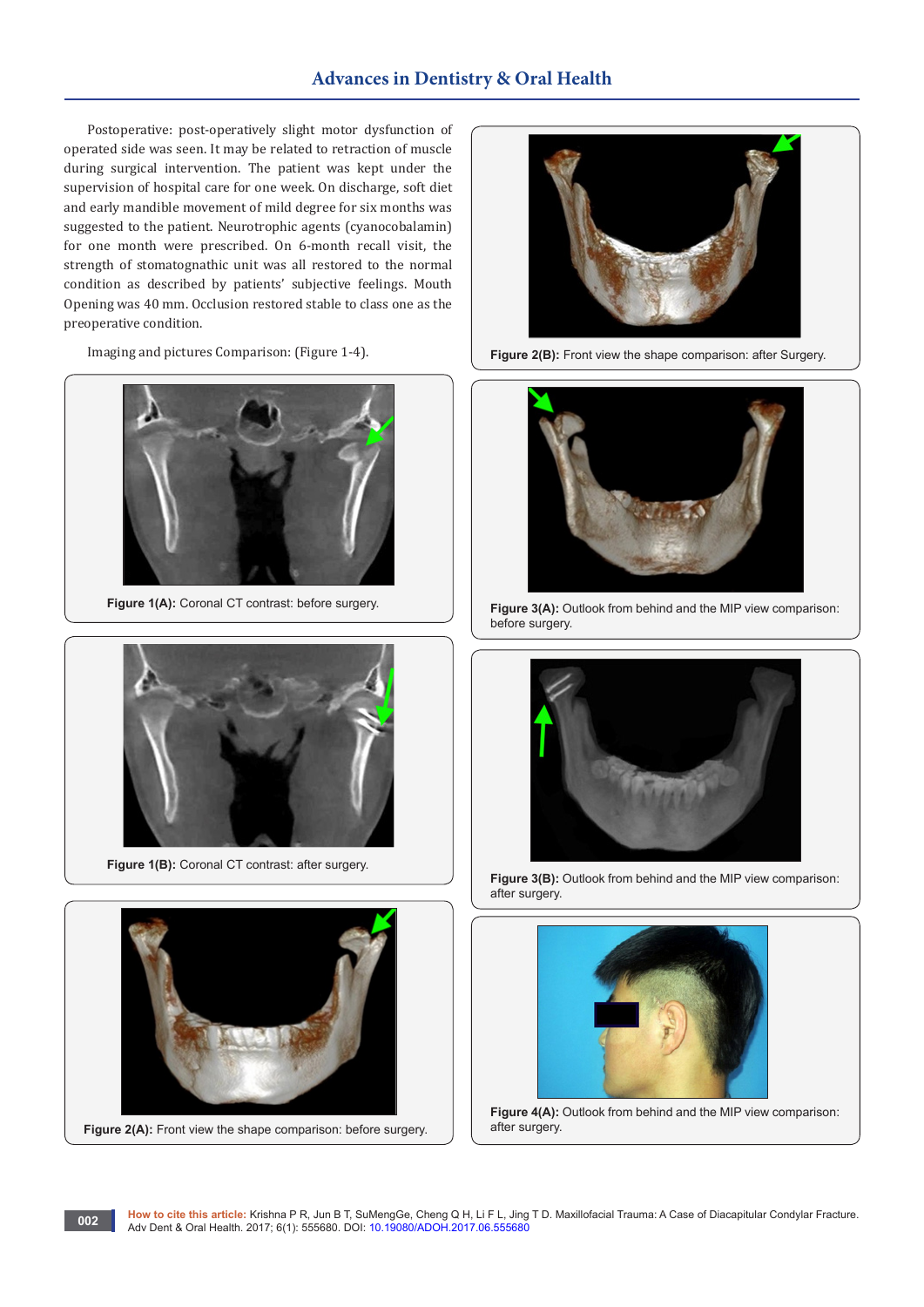Postoperative: post-operatively slight motor dysfunction of operated side was seen. It may be related to retraction of muscle during surgical intervention. The patient was kept under the supervision of hospital care for one week. On discharge, soft diet and early mandible movement of mild degree for six months was suggested to the patient. Neurotrophic agents (cyanocobalamin) for one month were prescribed. On 6-month recall visit, the strength of stomatognathic unit was all restored to the normal condition as described by patients' subjective feelings. Mouth Opening was 40 mm. Occlusion restored stable to class one as the preoperative condition.

Imaging and pictures Comparison: (Figure 1-4).

**Figure 1(A):** Coronal CT contrast: before surgery.

**Figure 1(B):** Coronal CT contrast: after surgery.

**Figure 2(A):** Front view the shape comparison: before surgery.

**Figure 2(B):** Front view the shape comparison: after Surgery.

**Figure 3(A):** Outlook from behind and the MIP view comparison: before surgery.

**Figure 3(B):** Outlook from behind and the MIP view comparison: after surgery.

**Figure 4(A):** Outlook from behind and the MIP view comparison: after surgery.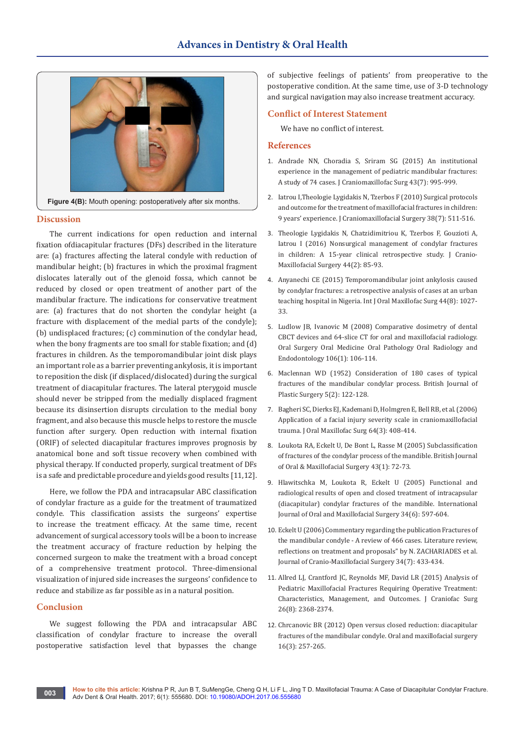Figure 4(B): Mouth opening: postoperatively after six months.

## Discussion

The current indications for open reduction and internal fixation ofdiacapitular fractures (DFs) described in the literature are: (a) fractures affecting the lateral condyle with reduction of mandibular height; (b) fractures in which the proximal fragment dislocates laterally out of the glenoid fossa, which cannot be reduced by closed or open treatment of another part of the mandibular fracture. The indications for conservative treatment are: (a) fractures that do not shorten the condylar height (a fracture with displacement of the medial parts of the condyle); (b) undisplaced fractures; (c) comminution of the condylar head, when the bony fragments are too small for stable fixation; and (d) fractures in children. As the temporomandibular joint disk plays an important role as a barrier preventing ankylosis, it is important to reposition the disk (if displaced/dislocated) during the surgical treatment of diacapitular fractures. The lateral pterygoid muscle should never be stripped from the medially displaced fragment because its disinsertion disrupts circulation to the medial bony fragment, and also because this muscle helps to restore the muscle function after surgery. Open reduction with internal fixation (ORIF) of selected diacapitular fractures improves prognosis by anatomical bone and soft tissue recovery when combined with physical therapy. If conducted properly, surgical treatment of DFs is a safe and predictable procedure and yields good results [11,12].

Here, we follow the PDA and intracapsular ABC classification of condylar fracture as a guide for the treatment of traumatized condyle. This classification assists the surgeons' expertise to increase the treatment efficacy. At the same time, recent advancement of surgical accessory tools will be a boon to increase the treatment accuracy of fracture reduction by helping the concerned surgeon to make the treatment with a broad concept of a comprehensive treatment protocol. Three-dimensional visualization of injured side increases the surgeons' confidence to reduce and stabilize as far possible as in a natural position.

## Conclusion

We suggest following the PDA and intracapsular ABC classification of condylar fracture to increase the overall postoperative satisfaction level that bypasses the change of subjective feelings of patients' from preoperative to the postoperative condition. At the same time, use of 3-D technology and surgical navigation may also increase treatment accuracy.

## Conflict of Interest Statement

We have no conflict of interest.

## References

1. Andrade NN, Choradia S, Sriram SG (2015) An institutional experience in the management of pediatric mandibular fractures: A study of 74 cases. J Craniomaxillofac Surg 43(7): 995-999.
2. Iatrou I,Theologie Lygidakis N, Tzerbos F (2010) Surgical protocols and outcome for the treatment of maxillofacial fractures in children: 9 years' experience. J Craniomaxillofacial Surgery 38(7): 511-516.
3. Theologie Lygidakis N, Chatzidimitriou K, Tzerbos F, Gouzioti A, Iatrou I (2016) Nonsurgical management of condylar fractures in children: A 15-year clinical retrospective study. J Cranio-Maxillofacial Surgery 44(2): 85-93.
4. Anyanechi CE (2015) Temporomandibular joint ankylosis caused by condylar fractures: a retrospective analysis of cases at an urban teaching hospital in Nigeria. Int J Oral Maxillofac Surg 44(8): 1027-33.
5. Ludlow JB, Ivanovic M (2008) Comparative dosimetry of dental CBCT devices and 64-slice CT for oral and maxillofacial radiology. Oral Surgery Oral Medicine Oral Pathology Oral Radiology and Endodontology 106(1): 106-114.
6. Maclennan WD (1952) Consideration of 180 cases of typical fractures of the mandibular condylar process. British Journal of Plastic Surgery 5(2): 122-128.
7. Bagheri SC, Dierks EJ, Kademani D, Holmgren E, Bell RB, et al. (2006) Application of a facial injury severity scale in craniomaxillofacial trauma. J Oral Maxillofac Surg 64(3): 408-414.
8. Loukota RA, Eckelt U, De Bont L, Rasse M (2005) Subclassification of fractures of the condylar process of the mandible. British Journal of Oral & Maxillofacial Surgery 43(1): 72-73.
9. Hlawitschka M, Loukota R, Eckelt U (2005) Functional and radiological results of open and closed treatment of intracapsular (diacapitular) condylar fractures of the mandible. International Journal of Oral and Maxillofacial Surgery 34(6): 597-604.
10. Eckelt U (2006) Commentary regarding the publication Fractures of the mandibular condyle - A review of 466 cases. Literature review, reflections on treatment and proposals" by N. ZACHARIADES et al. Journal of Cranio-Maxillofacial Surgery 34(7): 433-434.
11. Allred LJ, Crantford JC, Reynolds MF, David LR (2015) Analysis of Pediatric Maxillofacial Fractures Requiring Operative Treatment: Characteristics, Management, and Outcomes. J Craniofac Surg 26(8): 2368-2374.
12. Chrcanovic BR (2012) Open versus closed reduction: diacapitular fractures of the mandibular condyle. Oral and maxillofacial surgery 16(3): 257-265.

**How to cite this article:** Krishna P R, Jun B T, SuMengGe, Cheng Q H, Li F L, Jing T D. Maxillofacial Trauma: A Case of Diacapitular Condylar Fracture. Adv Dent & Oral Health. 2017; 6(1): 555680. DOI: 10.19080/ADOH.2017.06.555680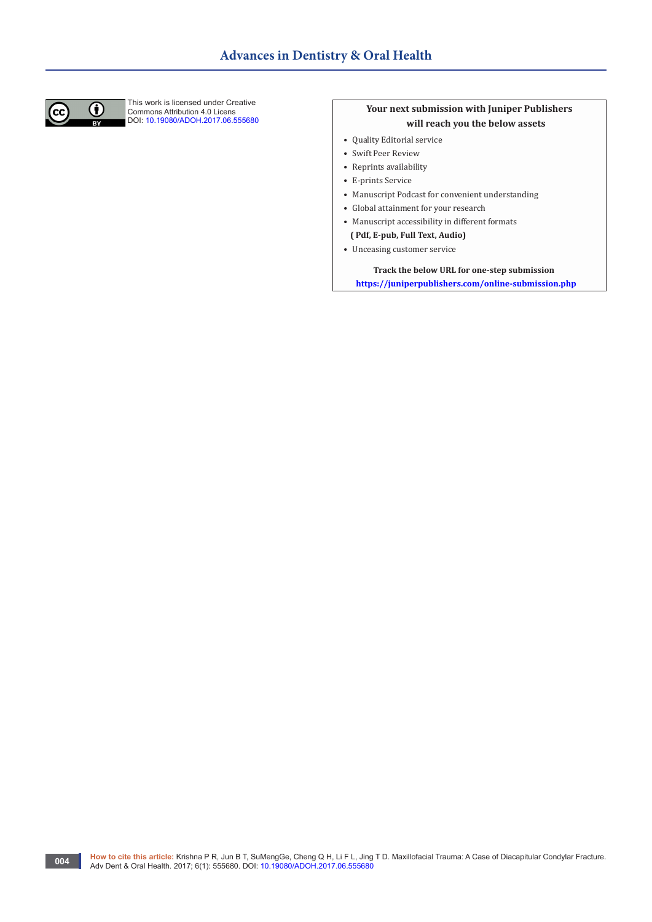This work is licensed under Creative Commons Attribution 4.0 Licens
DOI: 10.19080/ADOH.2017.06.555680

**Your next submission with Juniper Publishers will reach you the below assets**

- Quality Editorial service
- Swift Peer Review
- Reprints availability
- E-prints Service
- Manuscript Podcast for convenient understanding
- Global attainment for your research
- Manuscript accessibility in different formats

**( Pdf, E-pub, Full Text, Audio)**

- Unceasing customer service

**Track the below URL for one-step submission**

**https://juniperpublishers.com/online-submission.php**